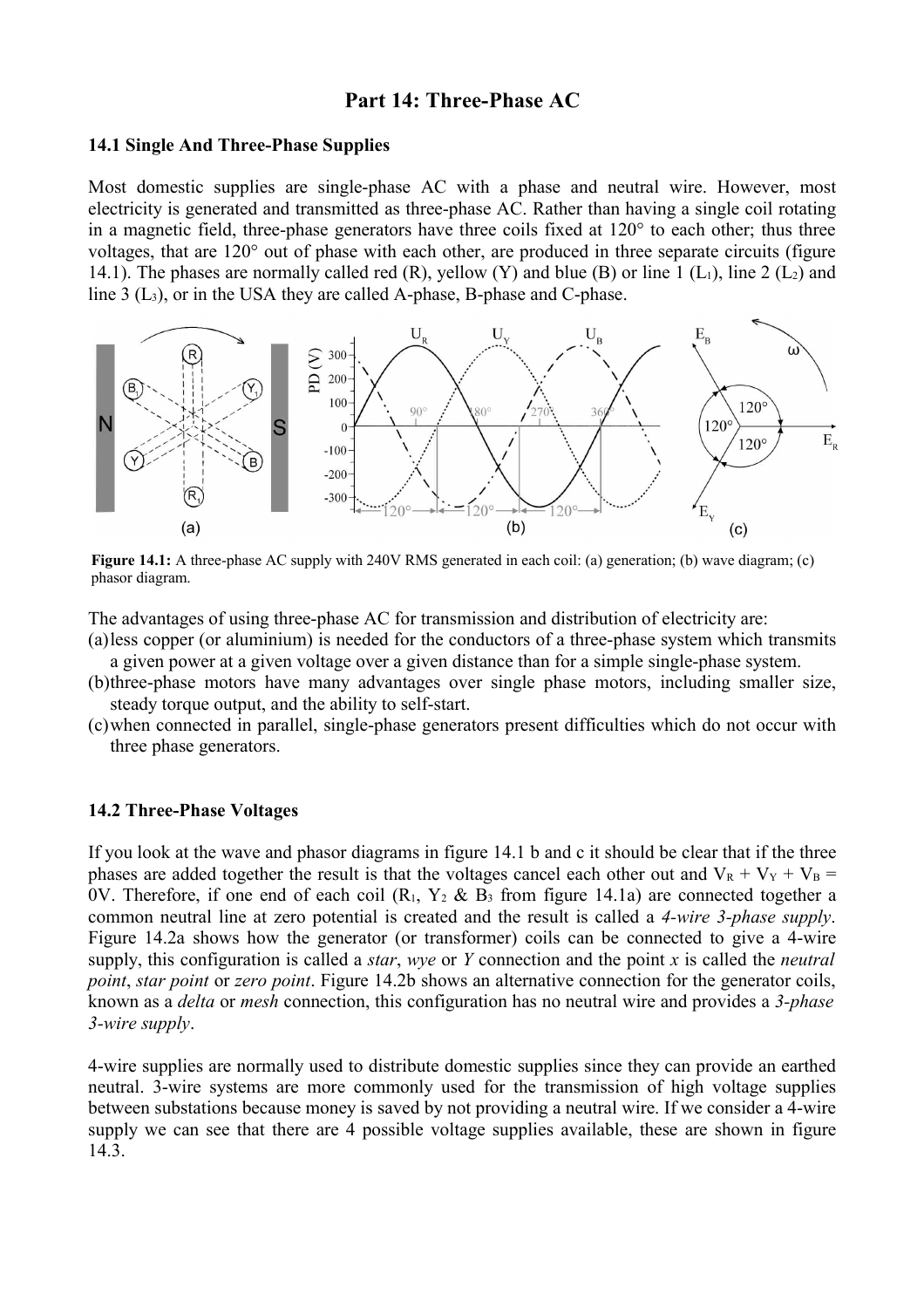# Part 14: Three-Phase AC

### 14.1 Single And Three-Phase Supplies

Most domestic supplies are single-phase AC with a phase and neutral wire. However, most electricity is generated and transmitted as three-phase AC. Rather than having a single coil rotating in a magnetic field, three-phase generators have three coils fixed at 120° to each other; thus three voltages, that are 120° out of phase with each other, are produced in three separate circuits (figure 14.1). The phases are normally called red (R), yellow (Y) and blue (B) or line 1 ($L_1$), line 2 ($L_2$) and line 3 ($L_3$), or in the USA they are called A-phase, B-phase and C-phase.

**Figure 14.1:** A three-phase AC supply with 240V RMS generated in each coil: (a) generation; (b) wave diagram; (c) phasor diagram.

The advantages of using three-phase AC for transmission and distribution of electricity are:

(a) less copper (or aluminium) is needed for the conductors of a three-phase system which transmits a given power at a given voltage over a given distance than for a simple single-phase system.

(b) three-phase motors have many advantages over single phase motors, including smaller size, steady torque output, and the ability to self-start.

(c) when connected in parallel, single-phase generators present difficulties which do not occur with three phase generators.

### 14.2 Three-Phase Voltages

If you look at the wave and phasor diagrams in figure 14.1 b and c it should be clear that if the three phases are added together the result is that the voltages cancel each other out and $V_R + V_Y + V_B = 0V$. Therefore, if one end of each coil ($R_1$, $Y_2$ & $B_3$ from figure 14.1a) are connected together a common neutral line at zero potential is created and the result is called a *4-wire 3-phase supply*. Figure 14.2a shows how the generator (or transformer) coils can be connected to give a 4-wire supply, this configuration is called a *star*, *wye* or *Y* connection and the point *x* is called the *neutral point*, *star point* or *zero point*. Figure 14.2b shows an alternative connection for the generator coils, known as a *delta* or *mesh* connection, this configuration has no neutral wire and provides a *3-phase 3-wire supply*.

4-wire supplies are normally used to distribute domestic supplies since they can provide an earthed neutral. 3-wire systems are more commonly used for the transmission of high voltage supplies between substations because money is saved by not providing a neutral wire. If we consider a 4-wire supply we can see that there are 4 possible voltage supplies available, these are shown in figure 14.3.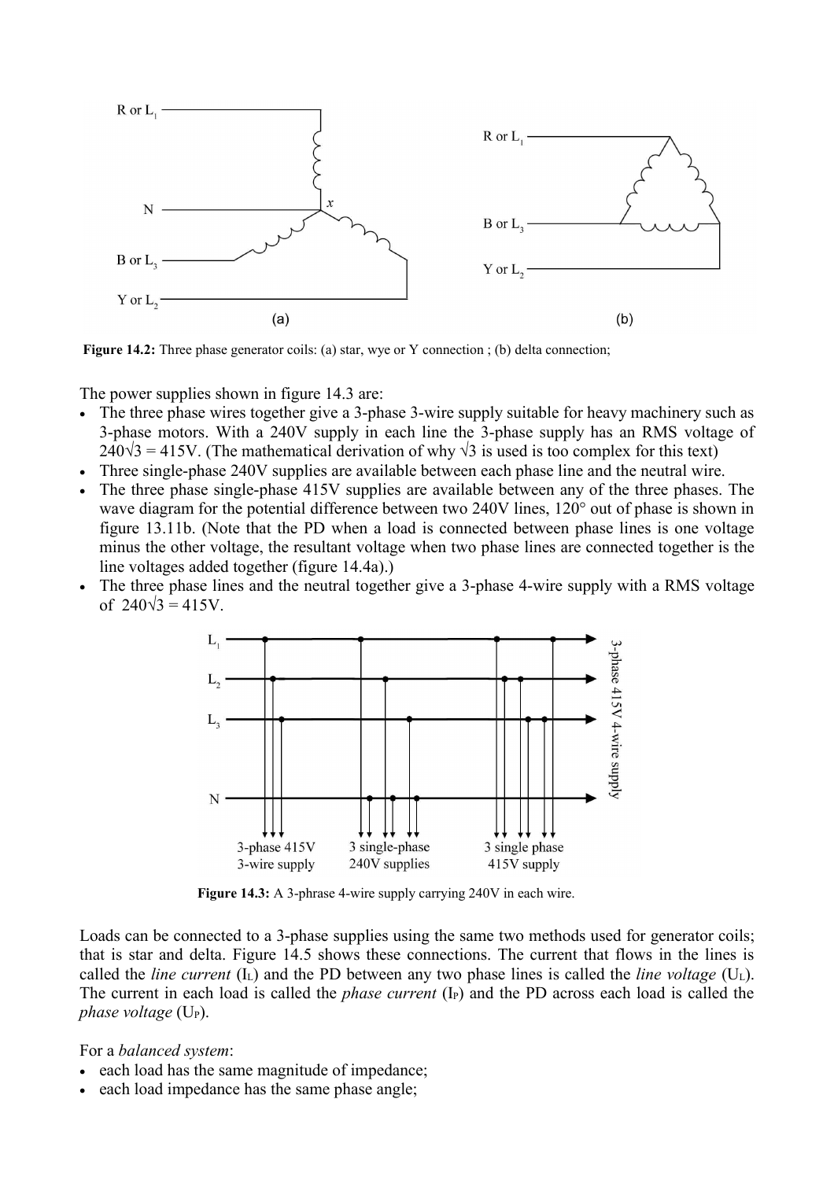**Figure 14.2:** Three phase generator coils: (a) star, wye or Y connection ; (b) delta connection;

The power supplies shown in figure 14.3 are:

- The three phase wires together give a 3-phase 3-wire supply suitable for heavy machinery such as 3-phase motors. With a 240V supply in each line the 3-phase supply has an RMS voltage of $240\sqrt{3} = 415$V. (The mathematical derivation of why $\sqrt{3}$ is used is too complex for this text)
- Three single-phase 240V supplies are available between each phase line and the neutral wire.
- The three phase single-phase 415V supplies are available between any of the three phases. The wave diagram for the potential difference between two 240V lines, 120° out of phase is shown in figure 13.11b. (Note that the PD when a load is connected between phase lines is one voltage minus the other voltage, the resultant voltage when two phase lines are connected together is the line voltages added together (figure 14.4a).)
- The three phase lines and the neutral together give a 3-phase 4-wire supply with a RMS voltage of $240\sqrt{3} = 415$V.

**Figure 14.3:** A 3-phrase 4-wire supply carrying 240V in each wire.

Loads can be connected to a 3-phase supplies using the same two methods used for generator coils; that is star and delta. Figure 14.5 shows these connections. The current that flows in the lines is called the *line current* ($I_L$) and the PD between any two phase lines is called the *line voltage* ($U_L$). The current in each load is called the *phase current* ($I_P$) and the PD across each load is called the *phase voltage* ($U_P$).

For a *balanced system*:

- each load has the same magnitude of impedance;
- each load impedance has the same phase angle;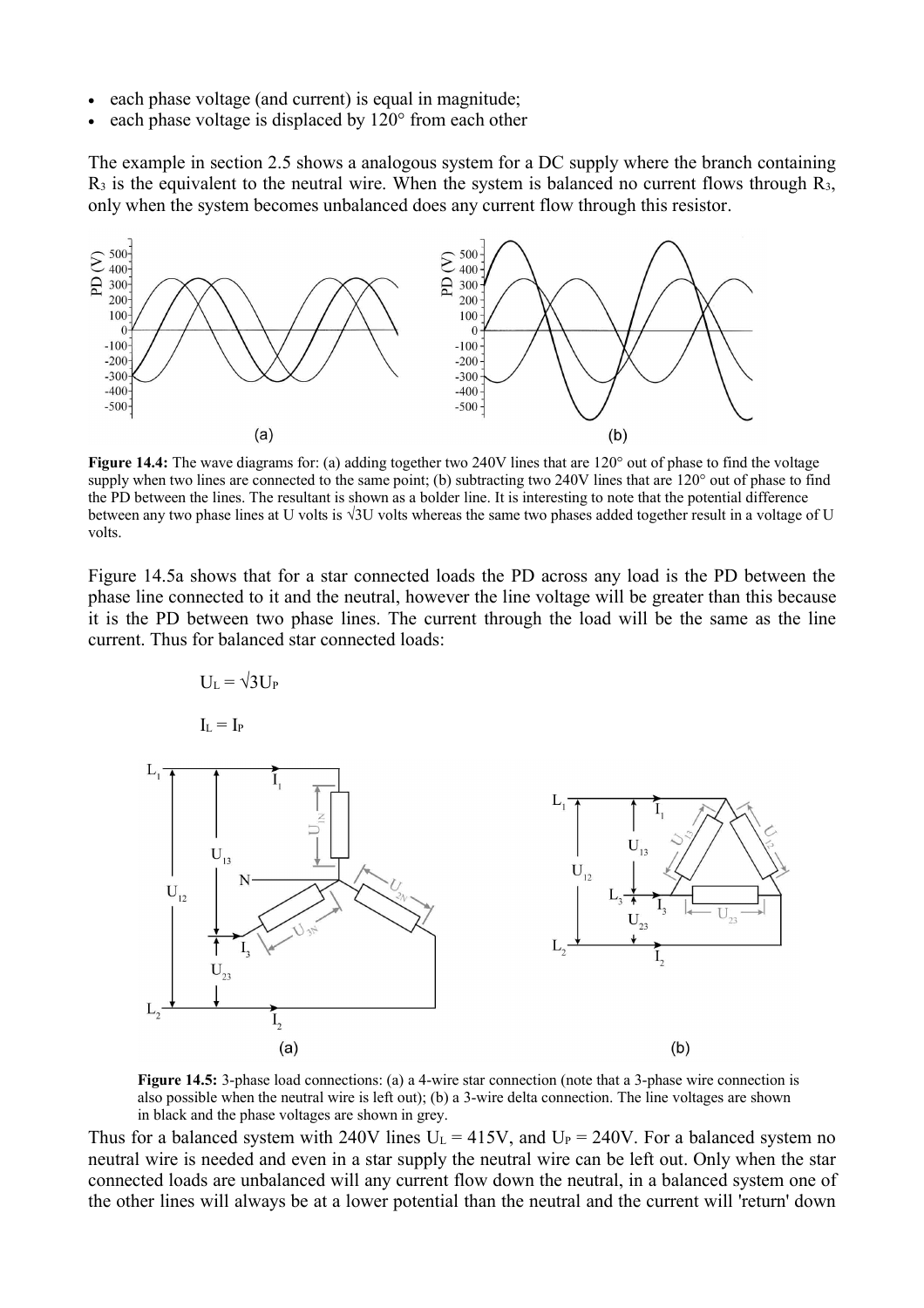- each phase voltage (and current) is equal in magnitude;
- each phase voltage is displaced by 120° from each other

The example in section 2.5 shows a analogous system for a DC supply where the branch containing $R_3$ is the equivalent to the neutral wire. When the system is balanced no current flows through $R_3$, only when the system becomes unbalanced does any current flow through this resistor.

**Figure 14.4:** The wave diagrams for: (a) adding together two 240V lines that are 120° out of phase to find the voltage supply when two lines are connected to the same point; (b) subtracting two 240V lines that are 120° out of phase to find the PD between the lines. The resultant is shown as a bolder line. It is interesting to note that the potential difference between any two phase lines at U volts is √3U volts whereas the same two phases added together result in a voltage of U volts.

Figure 14.5a shows that for a star connected loads the PD across any load is the PD between the phase line connected to it and the neutral, however the line voltage will be greater than this because it is the PD between two phase lines. The current through the load will be the same as the line current. Thus for balanced star connected loads:

$$U_L = \sqrt{3}U_P$$

$$I_L = I_P$$

**Figure 14.5:** 3-phase load connections: (a) a 4-wire star connection (note that a 3-phase wire connection is also possible when the neutral wire is left out); (b) a 3-wire delta connection. The line voltages are shown in black and the phase voltages are shown in grey.

Thus for a balanced system with 240V lines $U_L$ = 415V, and $U_P$ = 240V. For a balanced system no neutral wire is needed and even in a star supply the neutral wire can be left out. Only when the star connected loads are unbalanced will any current flow down the neutral, in a balanced system one of the other lines will always be at a lower potential than the neutral and the current will 'return' down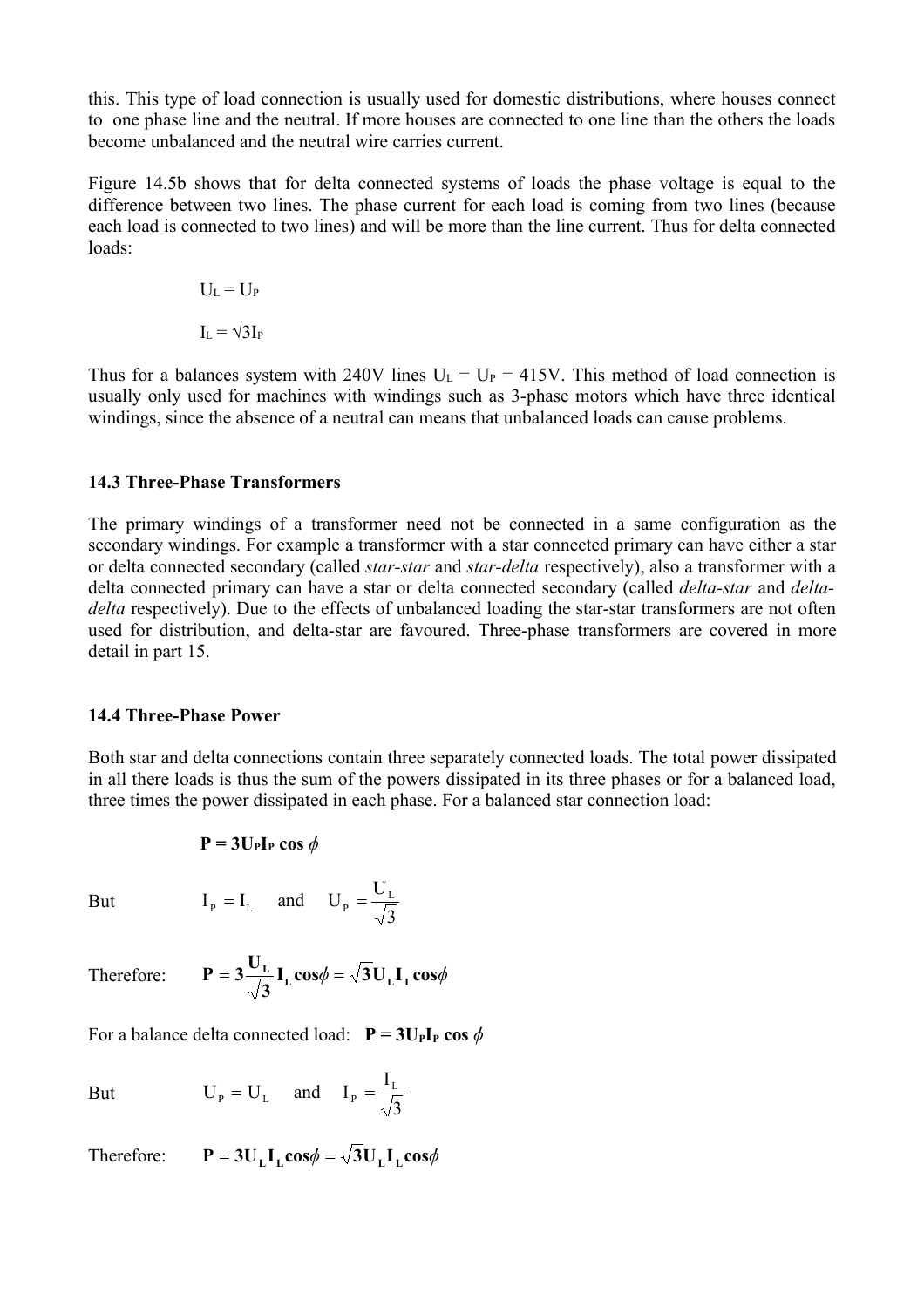this. This type of load connection is usually used for domestic distributions, where houses connect to one phase line and the neutral. If more houses are connected to one line than the others the loads become unbalanced and the neutral wire carries current.

Figure 14.5b shows that for delta connected systems of loads the phase voltage is equal to the difference between two lines. The phase current for each load is coming from two lines (because each load is connected to two lines) and will be more than the line current. Thus for delta connected loads:

$$U_L = U_P$$

$$I_L = \sqrt{3}I_P$$

Thus for a balances system with 240V lines $U_L = U_P = 415V$. This method of load connection is usually only used for machines with windings such as 3-phase motors which have three identical windings, since the absence of a neutral can means that unbalanced loads can cause problems.

### 14.3 Three-Phase Transformers

The primary windings of a transformer need not be connected in a same configuration as the secondary windings. For example a transformer with a star connected primary can have either a star or delta connected secondary (called *star-star* and *star-delta* respectively), also a transformer with a delta connected primary can have a star or delta connected secondary (called *delta-star* and *delta-delta* respectively). Due to the effects of unbalanced loading the star-star transformers are not often used for distribution, and delta-star are favoured. Three-phase transformers are covered in more detail in part 15.

### 14.4 Three-Phase Power

Both star and delta connections contain three separately connected loads. The total power dissipated in all there loads is thus the sum of the powers dissipated in its three phases or for a balanced load, three times the power dissipated in each phase. For a balanced star connection load:

$$\mathbf{P = 3U_P I_P \cos\phi}$$

But $\quad I_P = I_L \quad$ and $\quad U_P = \dfrac{U_L}{\sqrt{3}}$

Therefore: $\quad \mathbf{P = 3\dfrac{U_L}{\sqrt{3}} I_L \cos\phi = \sqrt{3} U_L I_L \cos\phi}$

For a balance delta connected load: $\quad \mathbf{P = 3U_P I_P \cos\phi}$

But $\quad U_P = U_L \quad$ and $\quad I_P = \dfrac{I_L}{\sqrt{3}}$

Therefore: $\quad \mathbf{P = 3U_L I_L \cos\phi = \sqrt{3} U_L I_L \cos\phi}$